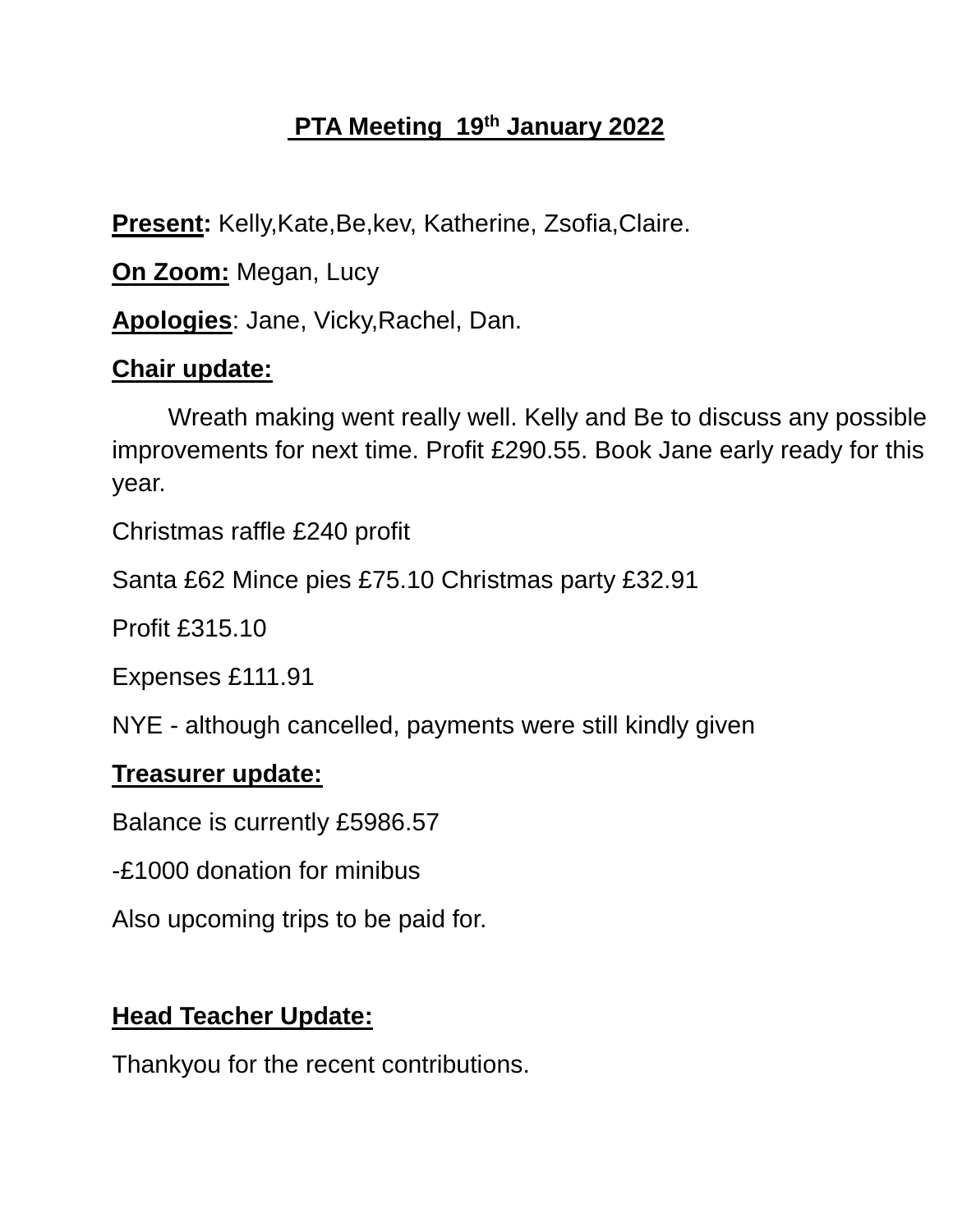# PTA Meeting 19th January 2022

**Present:** Kelly,Kate,Be,kev, Katherine, Zsofia,Claire.

**On Zoom:** Megan, Lucy

**Apologies**: Jane, Vicky,Rachel, Dan.

**Chair update:**

Wreath making went really well. Kelly and Be to discuss any possible improvements for next time. Profit £290.55. Book Jane early ready for this year.

Christmas raffle £240 profit

Santa £62 Mince pies £75.10 Christmas party £32.91

Profit £315.10

Expenses £111.91

NYE - although cancelled, payments were still kindly given

**Treasurer update:**

Balance is currently £5986.57

-£1000 donation for minibus

Also upcoming trips to be paid for.

**Head Teacher Update:**

Thankyou for the recent contributions.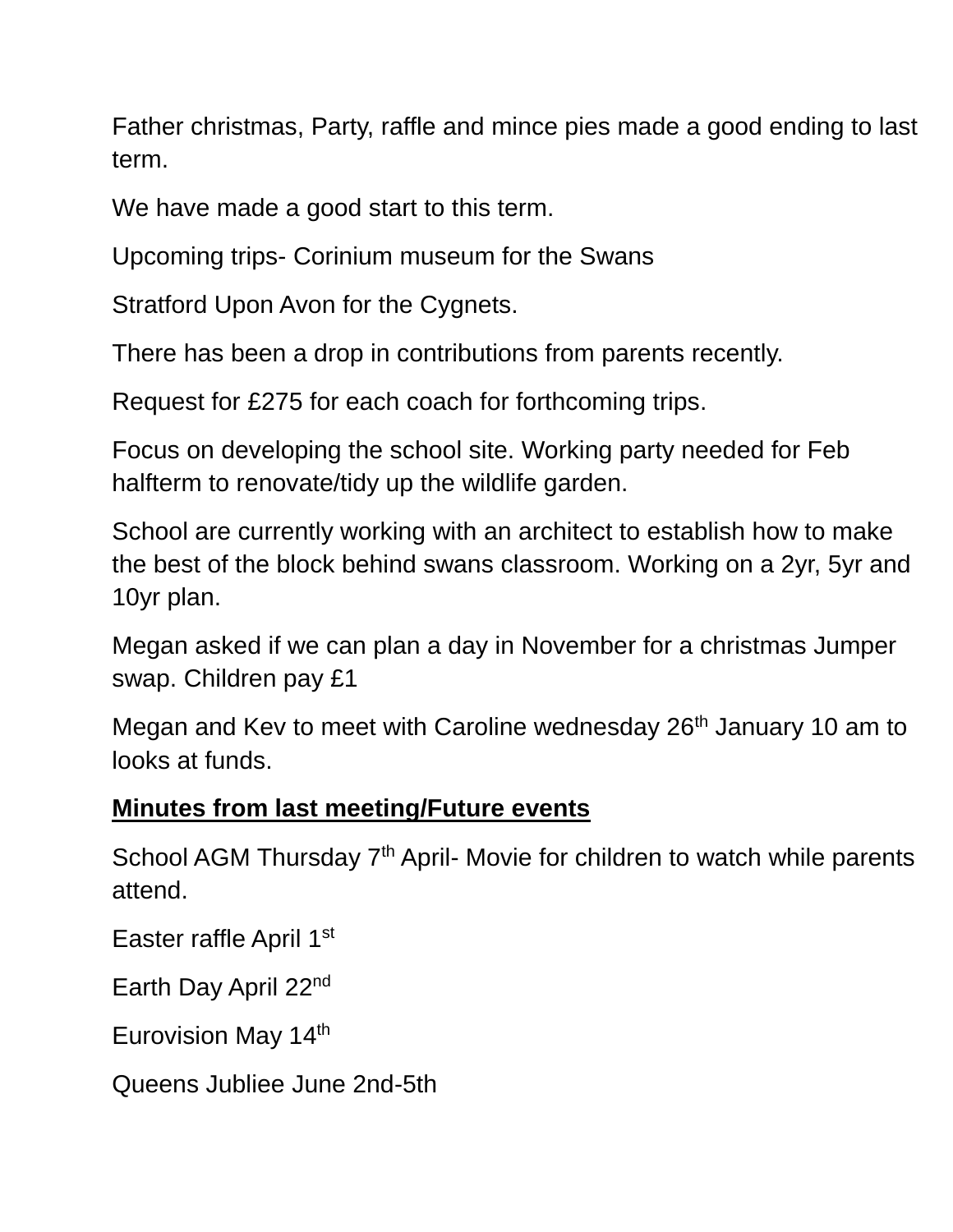Father christmas, Party, raffle and mince pies made a good ending to last term.

We have made a good start to this term.

Upcoming trips- Corinium museum for the Swans

Stratford Upon Avon for the Cygnets.

There has been a drop in contributions from parents recently.

Request for £275 for each coach for forthcoming trips.

Focus on developing the school site. Working party needed for Feb halfterm to renovate/tidy up the wildlife garden.

School are currently working with an architect to establish how to make the best of the block behind swans classroom. Working on a 2yr, 5yr and 10yr plan.

Megan asked if we can plan a day in November for a christmas Jumper swap. Children pay £1

Megan and Kev to meet with Caroline wednesday 26th January 10 am to looks at funds.

**<u>Minutes from last meeting/Future events</u>**

School AGM Thursday 7th April- Movie for children to watch while parents attend.

Easter raffle April 1st

Earth Day April 22nd

Eurovision May 14th

Queens Jubliee June 2nd-5th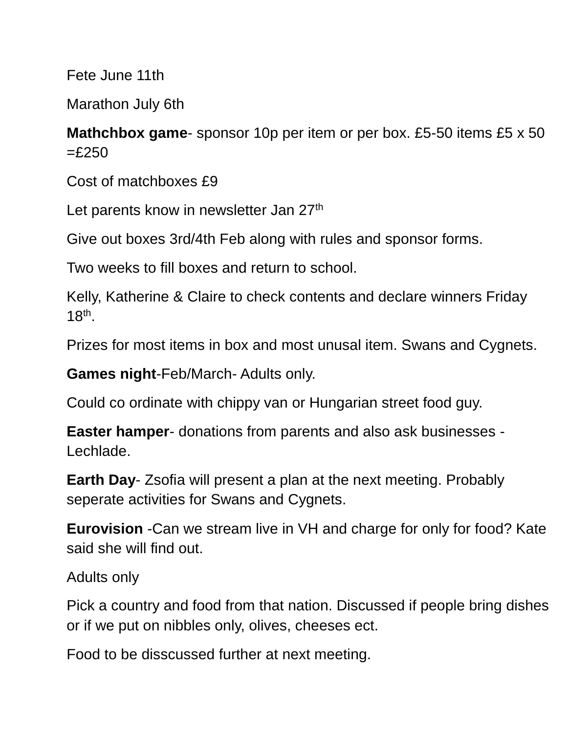Fete June 11th

Marathon July 6th

**Mathchbox game**- sponsor 10p per item or per box. £5-50 items £5 x 50 =£250

Cost of matchboxes £9

Let parents know in newsletter Jan 27th

Give out boxes 3rd/4th Feb along with rules and sponsor forms.

Two weeks to fill boxes and return to school.

Kelly, Katherine & Claire to check contents and declare winners Friday 18th.

Prizes for most items in box and most unusal item. Swans and Cygnets.

**Games night**-Feb/March- Adults only.

Could co ordinate with chippy van or Hungarian street food guy.

**Easter hamper**- donations from parents and also ask businesses - Lechlade.

**Earth Day**- Zsofia will present a plan at the next meeting. Probably seperate activities for Swans and Cygnets.

**Eurovision** -Can we stream live in VH and charge for only for food? Kate said she will find out.

Adults only

Pick a country and food from that nation. Discussed if people bring dishes or if we put on nibbles only, olives, cheeses ect.

Food to be disscussed further at next meeting.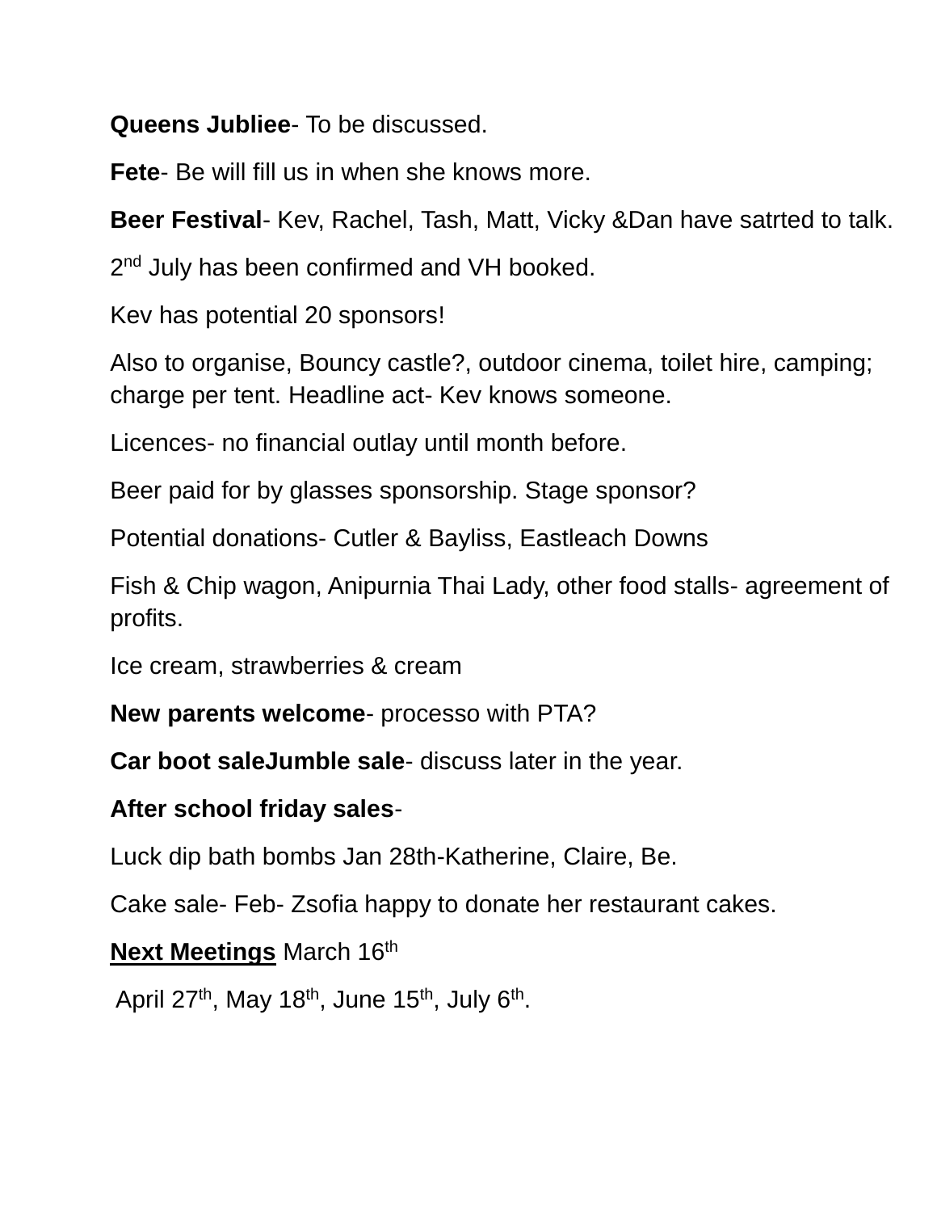**Queens Jubliee**- To be discussed.

**Fete**- Be will fill us in when she knows more.

**Beer Festival**- Kev, Rachel, Tash, Matt, Vicky &Dan have satrted to talk.

2nd July has been confirmed and VH booked.

Kev has potential 20 sponsors!

Also to organise, Bouncy castle?, outdoor cinema, toilet hire, camping; charge per tent. Headline act- Kev knows someone.

Licences- no financial outlay until month before.

Beer paid for by glasses sponsorship. Stage sponsor?

Potential donations- Cutler & Bayliss, Eastleach Downs

Fish & Chip wagon, Anipurnia Thai Lady, other food stalls- agreement of profits.

Ice cream, strawberries & cream

**New parents welcome**- processo with PTA?

**Car boot saleJumble sale**- discuss later in the year.

**After school friday sales**-

Luck dip bath bombs Jan 28th-Katherine, Claire, Be.

Cake sale- Feb- Zsofia happy to donate her restaurant cakes.

**<u>Next Meetings</u>** March 16th

April 27th, May 18th, June 15th, July 6th.